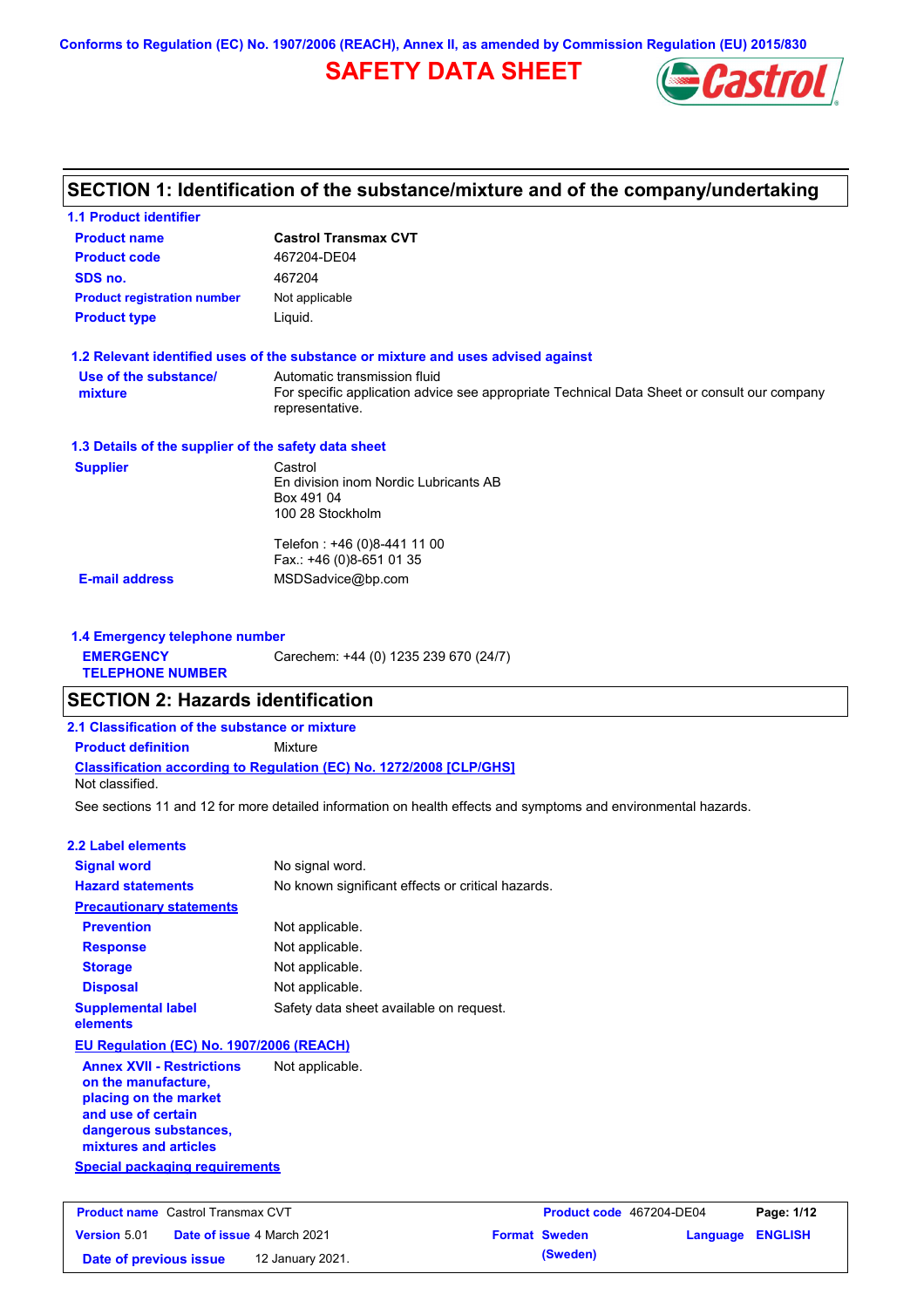Conforms to Regulation (EC) No. 1907/2006 (REACH), Annex II, as amended by Commission Regulation (EU) 2015/830

# SAFETY DATA SHEET

## SECTION 1: Identification of the substance/mixture and of the company/undertaking

### 1.1 Product identifier

| | |
|---|---|
| **Product name** | **Castrol Transmax CVT** |
| **Product code** | 467204-DE04 |
| **SDS no.** | 467204 |
| **Product registration number** | Not applicable |
| **Product type** | Liquid. |

### 1.2 Relevant identified uses of the substance or mixture and uses advised against

**Use of the substance/ mixture**: Automatic transmission fluid
For specific application advice see appropriate Technical Data Sheet or consult our company representative.

### 1.3 Details of the supplier of the safety data sheet

**Supplier**
Castrol
En division inom Nordic Lubricants AB
Box 491 04
100 28 Stockholm

Telefon : +46 (0)8-441 11 00
Fax.: +46 (0)8-651 01 35

**E-mail address**: MSDSadvice@bp.com

### 1.4 Emergency telephone number

**EMERGENCY TELEPHONE NUMBER**: Carechem: +44 (0) 1235 239 670 (24/7)

## SECTION 2: Hazards identification

### 2.1 Classification of the substance or mixture

**Product definition**: Mixture

**Classification according to Regulation (EC) No. 1272/2008 [CLP/GHS]**
Not classified.

See sections 11 and 12 for more detailed information on health effects and symptoms and environmental hazards.

### 2.2 Label elements

| | |
|---|---|
| **Signal word** | No signal word. |
| **Hazard statements** | No known significant effects or critical hazards. |

**Precautionary statements**

| | |
|---|---|
| **Prevention** | Not applicable. |
| **Response** | Not applicable. |
| **Storage** | Not applicable. |
| **Disposal** | Not applicable. |
| **Supplemental label elements** | Safety data sheet available on request. |

**EU Regulation (EC) No. 1907/2006 (REACH)**

**Annex XVII - Restrictions on the manufacture, placing on the market and use of certain dangerous substances, mixtures and articles**: Not applicable.

**Special packaging requirements**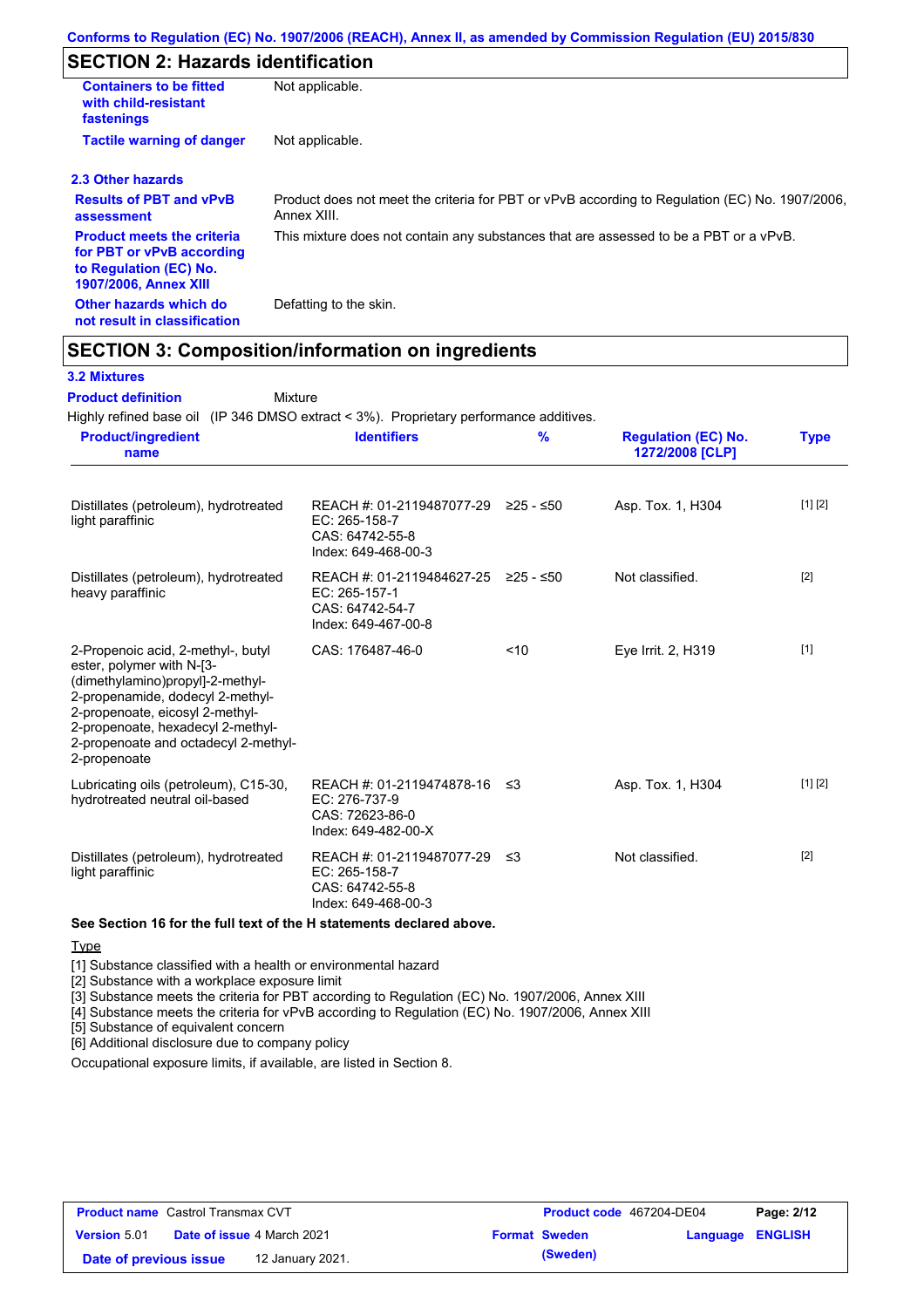## SECTION 2: Hazards identification

| | |
|---|---|
| **Containers to be fitted with child-resistant fastenings** | Not applicable. |
| **Tactile warning of danger** | Not applicable. |

### 2.3 Other hazards

| | |
|---|---|
| **Results of PBT and vPvB assessment** | Product does not meet the criteria for PBT or vPvB according to Regulation (EC) No. 1907/2006, Annex XIII. |
| **Product meets the criteria for PBT or vPvB according to Regulation (EC) No. 1907/2006, Annex XIII** | This mixture does not contain any substances that are assessed to be a PBT or a vPvB. |
| **Other hazards which do not result in classification** | Defatting to the skin. |

## SECTION 3: Composition/information on ingredients

### 3.2 Mixtures

**Product definition** Mixture

Highly refined base oil (IP 346 DMSO extract < 3%). Proprietary performance additives.

| Product/ingredient name | Identifiers | % | Regulation (EC) No. 1272/2008 [CLP] | Type |
|---|---|---|---|---|
| Distillates (petroleum), hydrotreated light paraffinic | REACH #: 01-2119487077-29<br>EC: 265-158-7<br>CAS: 64742-55-8<br>Index: 649-468-00-3 | ≥25 - ≤50 | Asp. Tox. 1, H304 | [1] [2] |
| Distillates (petroleum), hydrotreated heavy paraffinic | REACH #: 01-2119484627-25<br>EC: 265-157-1<br>CAS: 64742-54-7<br>Index: 649-467-00-8 | ≥25 - ≤50 | Not classified. | [2] |
| 2-Propenoic acid, 2-methyl-, butyl ester, polymer with N-[3-(dimethylamino)propyl]-2-methyl-2-propenamide, dodecyl 2-methyl-2-propenoate, eicosyl 2-methyl-2-propenoate, hexadecyl 2-methyl-2-propenoate and octadecyl 2-methyl-2-propenoate | CAS: 176487-46-0 | <10 | Eye Irrit. 2, H319 | [1] |
| Lubricating oils (petroleum), C15-30, hydrotreated neutral oil-based | REACH #: 01-2119474878-16<br>EC: 276-737-9<br>CAS: 72623-86-0<br>Index: 649-482-00-X | ≤3 | Asp. Tox. 1, H304 | [1] [2] |
| Distillates (petroleum), hydrotreated light paraffinic | REACH #: 01-2119487077-29<br>EC: 265-158-7<br>CAS: 64742-55-8<br>Index: 649-468-00-3 | ≤3 | Not classified. | [2] |

**See Section 16 for the full text of the H statements declared above.**

Type

[1] Substance classified with a health or environmental hazard
[2] Substance with a workplace exposure limit
[3] Substance meets the criteria for PBT according to Regulation (EC) No. 1907/2006, Annex XIII
[4] Substance meets the criteria for vPvB according to Regulation (EC) No. 1907/2006, Annex XIII
[5] Substance of equivalent concern
[6] Additional disclosure due to company policy

Occupational exposure limits, if available, are listed in Section 8.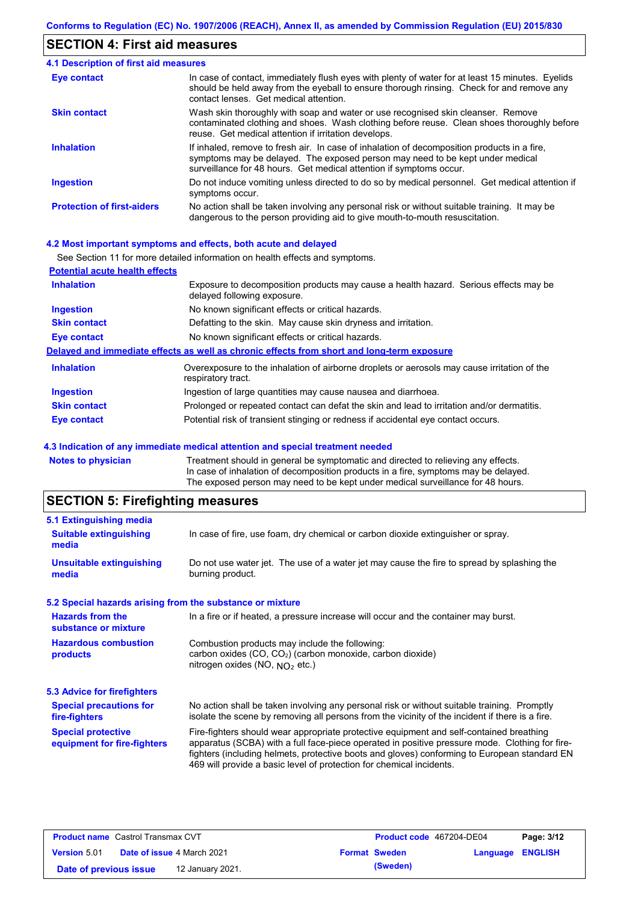## SECTION 4: First aid measures

### 4.1 Description of first aid measures

| | |
|---|---|
| **Eye contact** | In case of contact, immediately flush eyes with plenty of water for at least 15 minutes. Eyelids should be held away from the eyeball to ensure thorough rinsing. Check for and remove any contact lenses. Get medical attention. |
| **Skin contact** | Wash skin thoroughly with soap and water or use recognised skin cleanser. Remove contaminated clothing and shoes. Wash clothing before reuse. Clean shoes thoroughly before reuse. Get medical attention if irritation develops. |
| **Inhalation** | If inhaled, remove to fresh air. In case of inhalation of decomposition products in a fire, symptoms may be delayed. The exposed person may need to be kept under medical surveillance for 48 hours. Get medical attention if symptoms occur. |
| **Ingestion** | Do not induce vomiting unless directed to do so by medical personnel. Get medical attention if symptoms occur. |
| **Protection of first-aiders** | No action shall be taken involving any personal risk or without suitable training. It may be dangerous to the person providing aid to give mouth-to-mouth resuscitation. |

### 4.2 Most important symptoms and effects, both acute and delayed

See Section 11 for more detailed information on health effects and symptoms.

**Potential acute health effects**

| | |
|---|---|
| **Inhalation** | Exposure to decomposition products may cause a health hazard. Serious effects may be delayed following exposure. |
| **Ingestion** | No known significant effects or critical hazards. |
| **Skin contact** | Defatting to the skin. May cause skin dryness and irritation. |
| **Eye contact** | No known significant effects or critical hazards. |

**Delayed and immediate effects as well as chronic effects from short and long-term exposure**

| | |
|---|---|
| **Inhalation** | Overexposure to the inhalation of airborne droplets or aerosols may cause irritation of the respiratory tract. |
| **Ingestion** | Ingestion of large quantities may cause nausea and diarrhoea. |
| **Skin contact** | Prolonged or repeated contact can defat the skin and lead to irritation and/or dermatitis. |
| **Eye contact** | Potential risk of transient stinging or redness if accidental eye contact occurs. |

### 4.3 Indication of any immediate medical attention and special treatment needed

| | |
|---|---|
| **Notes to physician** | Treatment should in general be symptomatic and directed to relieving any effects. In case of inhalation of decomposition products in a fire, symptoms may be delayed. The exposed person may need to be kept under medical surveillance for 48 hours. |

## SECTION 5: Firefighting measures

### 5.1 Extinguishing media

| | |
|---|---|
| **Suitable extinguishing media** | In case of fire, use foam, dry chemical or carbon dioxide extinguisher or spray. |
| **Unsuitable extinguishing media** | Do not use water jet. The use of a water jet may cause the fire to spread by splashing the burning product. |

### 5.2 Special hazards arising from the substance or mixture

| | |
|---|---|
| **Hazards from the substance or mixture** | In a fire or if heated, a pressure increase will occur and the container may burst. |
| **Hazardous combustion products** | Combustion products may include the following: carbon oxides (CO, $CO_2$) (carbon monoxide, carbon dioxide) nitrogen oxides (NO, $NO_2$ etc.) |

### 5.3 Advice for firefighters

| | |
|---|---|
| **Special precautions for fire-fighters** | No action shall be taken involving any personal risk or without suitable training. Promptly isolate the scene by removing all persons from the vicinity of the incident if there is a fire. |
| **Special protective equipment for fire-fighters** | Fire-fighters should wear appropriate protective equipment and self-contained breathing apparatus (SCBA) with a full face-piece operated in positive pressure mode. Clothing for fire-fighters (including helmets, protective boots and gloves) conforming to European standard EN 469 will provide a basic level of protection for chemical incidents. |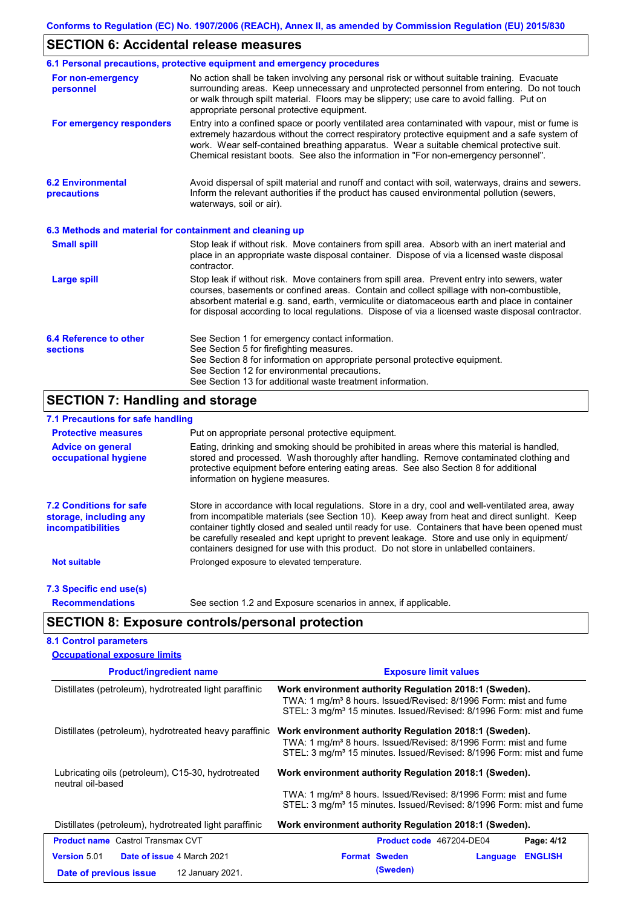## SECTION 6: Accidental release measures

### 6.1 Personal precautions, protective equipment and emergency procedures

**For non-emergency personnel**

No action shall be taken involving any personal risk or without suitable training. Evacuate surrounding areas. Keep unnecessary and unprotected personnel from entering. Do not touch or walk through spilt material. Floors may be slippery; use care to avoid falling. Put on appropriate personal protective equipment.

**For emergency responders**

Entry into a confined space or poorly ventilated area contaminated with vapour, mist or fume is extremely hazardous without the correct respiratory protective equipment and a safe system of work. Wear self-contained breathing apparatus. Wear a suitable chemical protective suit. Chemical resistant boots. See also the information in "For non-emergency personnel".

### 6.2 Environmental precautions

Avoid dispersal of spilt material and runoff and contact with soil, waterways, drains and sewers. Inform the relevant authorities if the product has caused environmental pollution (sewers, waterways, soil or air).

### 6.3 Methods and material for containment and cleaning up

**Small spill**

Stop leak if without risk. Move containers from spill area. Absorb with an inert material and place in an appropriate waste disposal container. Dispose of via a licensed waste disposal contractor.

**Large spill**

Stop leak if without risk. Move containers from spill area. Prevent entry into sewers, water courses, basements or confined areas. Contain and collect spillage with non-combustible, absorbent material e.g. sand, earth, vermiculite or diatomaceous earth and place in container for disposal according to local regulations. Dispose of via a licensed waste disposal contractor.

### 6.4 Reference to other sections

See Section 1 for emergency contact information.
See Section 5 for firefighting measures.
See Section 8 for information on appropriate personal protective equipment.
See Section 12 for environmental precautions.
See Section 13 for additional waste treatment information.

## SECTION 7: Handling and storage

### 7.1 Precautions for safe handling

**Protective measures**

Put on appropriate personal protective equipment.

**Advice on general occupational hygiene**

Eating, drinking and smoking should be prohibited in areas where this material is handled, stored and processed. Wash thoroughly after handling. Remove contaminated clothing and protective equipment before entering eating areas. See also Section 8 for additional information on hygiene measures.

### 7.2 Conditions for safe storage, including any incompatibilities

Store in accordance with local regulations. Store in a dry, cool and well-ventilated area, away from incompatible materials (see Section 10). Keep away from heat and direct sunlight. Keep container tightly closed and sealed until ready for use. Containers that have been opened must be carefully resealed and kept upright to prevent leakage. Store and use only in equipment/ containers designed for use with this product. Do not store in unlabelled containers.

**Not suitable**

Prolonged exposure to elevated temperature.

### 7.3 Specific end use(s)

**Recommendations**

See section 1.2 and Exposure scenarios in annex, if applicable.

## SECTION 8: Exposure controls/personal protection

### 8.1 Control parameters

**Occupational exposure limits**

| Product/ingredient name | Exposure limit values |
|---|---|
| Distillates (petroleum), hydrotreated light paraffinic | **Work environment authority Regulation 2018:1 (Sweden).** TWA: 1 mg/m³ 8 hours. Issued/Revised: 8/1996 Form: mist and fume STEL: 3 mg/m³ 15 minutes. Issued/Revised: 8/1996 Form: mist and fume |
| Distillates (petroleum), hydrotreated heavy paraffinic | **Work environment authority Regulation 2018:1 (Sweden).** TWA: 1 mg/m³ 8 hours. Issued/Revised: 8/1996 Form: mist and fume STEL: 3 mg/m³ 15 minutes. Issued/Revised: 8/1996 Form: mist and fume |
| Lubricating oils (petroleum), C15-30, hydrotreated neutral oil-based | **Work environment authority Regulation 2018:1 (Sweden).** TWA: 1 mg/m³ 8 hours. Issued/Revised: 8/1996 Form: mist and fume STEL: 3 mg/m³ 15 minutes. Issued/Revised: 8/1996 Form: mist and fume |
| Distillates (petroleum), hydrotreated light paraffinic | **Work environment authority Regulation 2018:1 (Sweden).** |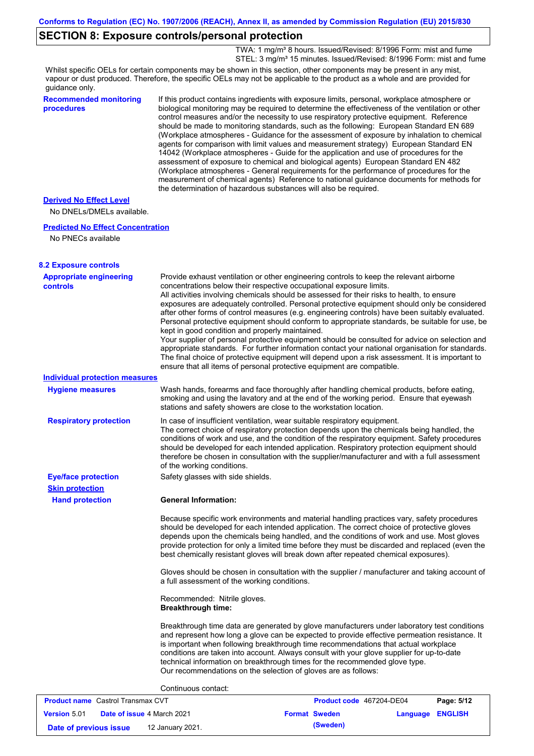## SECTION 8: Exposure controls/personal protection

TWA: 1 mg/m³ 8 hours. Issued/Revised: 8/1996 Form: mist and fume
STEL: 3 mg/m³ 15 minutes. Issued/Revised: 8/1996 Form: mist and fume

Whilst specific OELs for certain components may be shown in this section, other components may be present in any mist, vapour or dust produced. Therefore, the specific OELs may not be applicable to the product as a whole and are provided for guidance only.

**Recommended monitoring procedures**

If this product contains ingredients with exposure limits, personal, workplace atmosphere or biological monitoring may be required to determine the effectiveness of the ventilation or other control measures and/or the necessity to use respiratory protective equipment. Reference should be made to monitoring standards, such as the following: European Standard EN 689 (Workplace atmospheres - Guidance for the assessment of exposure by inhalation to chemical agents for comparison with limit values and measurement strategy) European Standard EN 14042 (Workplace atmospheres - Guide for the application and use of procedures for the assessment of exposure to chemical and biological agents) European Standard EN 482 (Workplace atmospheres - General requirements for the performance of procedures for the measurement of chemical agents) Reference to national guidance documents for methods for the determination of hazardous substances will also be required.

**Derived No Effect Level**

No DNELs/DMELs available.

**Predicted No Effect Concentration**

No PNECs available

### 8.2 Exposure controls

**Appropriate engineering controls**

Provide exhaust ventilation or other engineering controls to keep the relevant airborne concentrations below their respective occupational exposure limits.
All activities involving chemicals should be assessed for their risks to health, to ensure exposures are adequately controlled. Personal protective equipment should only be considered after other forms of control measures (e.g. engineering controls) have been suitably evaluated. Personal protective equipment should conform to appropriate standards, be suitable for use, be kept in good condition and properly maintained.
Your supplier of personal protective equipment should be consulted for advice on selection and appropriate standards. For further information contact your national organisation for standards. The final choice of protective equipment will depend upon a risk assessment. It is important to ensure that all items of personal protective equipment are compatible.

**Individual protection measures**

**Hygiene measures**

Wash hands, forearms and face thoroughly after handling chemical products, before eating, smoking and using the lavatory and at the end of the working period. Ensure that eyewash stations and safety showers are close to the workstation location.

**Respiratory protection**

In case of insufficient ventilation, wear suitable respiratory equipment.
The correct choice of respiratory protection depends upon the chemicals being handled, the conditions of work and use, and the condition of the respiratory equipment. Safety procedures should be developed for each intended application. Respiratory protection equipment should therefore be chosen in consultation with the supplier/manufacturer and with a full assessment of the working conditions.

**Eye/face protection**

Safety glasses with side shields.

**Skin protection**

**Hand protection**

**General Information:**

Because specific work environments and material handling practices vary, safety procedures should be developed for each intended application. The correct choice of protective gloves depends upon the chemicals being handled, and the conditions of work and use. Most gloves provide protection for only a limited time before they must be discarded and replaced (even the best chemically resistant gloves will break down after repeated chemical exposures).

Gloves should be chosen in consultation with the supplier / manufacturer and taking account of a full assessment of the working conditions.

Recommended: Nitrile gloves.
**Breakthrough time:**

Breakthrough time data are generated by glove manufacturers under laboratory test conditions and represent how long a glove can be expected to provide effective permeation resistance. It is important when following breakthrough time recommendations that actual workplace conditions are taken into account. Always consult with your glove supplier for up-to-date technical information on breakthrough times for the recommended glove type.
Our recommendations on the selection of gloves are as follows:

Continuous contact: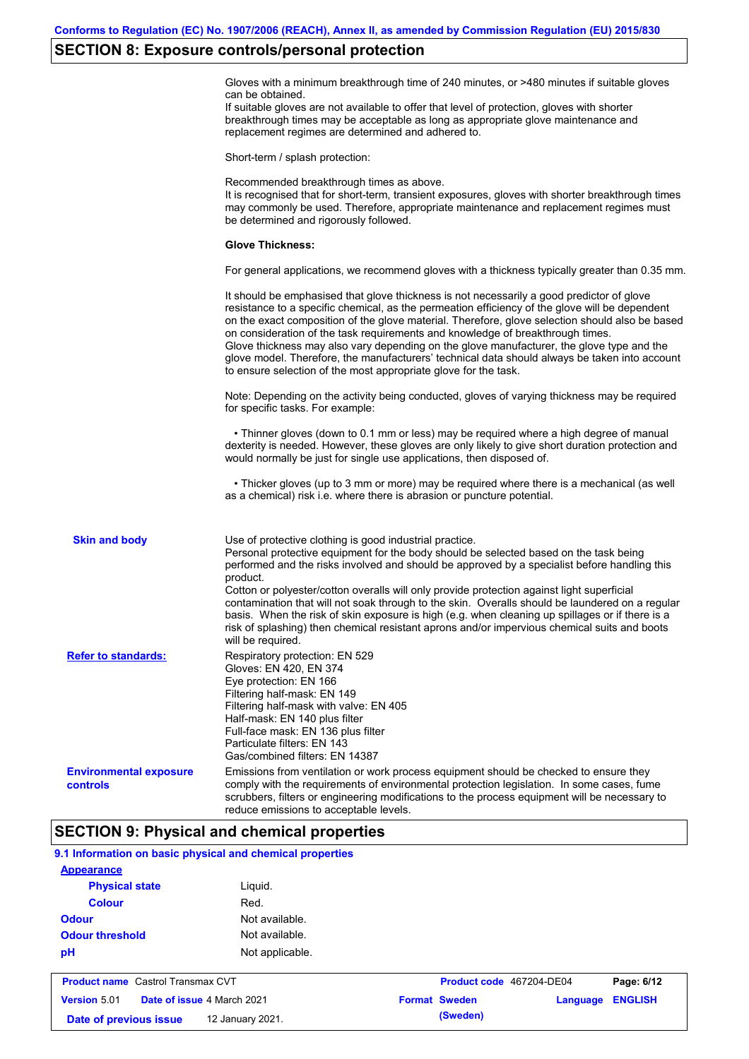## SECTION 8: Exposure controls/personal protection

Gloves with a minimum breakthrough time of 240 minutes, or >480 minutes if suitable gloves can be obtained.
If suitable gloves are not available to offer that level of protection, gloves with shorter breakthrough times may be acceptable as long as appropriate glove maintenance and replacement regimes are determined and adhered to.

Short-term / splash protection:

Recommended breakthrough times as above.
It is recognised that for short-term, transient exposures, gloves with shorter breakthrough times may commonly be used. Therefore, appropriate maintenance and replacement regimes must be determined and rigorously followed.

**Glove Thickness:**

For general applications, we recommend gloves with a thickness typically greater than 0.35 mm.

It should be emphasised that glove thickness is not necessarily a good predictor of glove resistance to a specific chemical, as the permeation efficiency of the glove will be dependent on the exact composition of the glove material. Therefore, glove selection should also be based on consideration of the task requirements and knowledge of breakthrough times.
Glove thickness may also vary depending on the glove manufacturer, the glove type and the glove model. Therefore, the manufacturers' technical data should always be taken into account to ensure selection of the most appropriate glove for the task.

Note: Depending on the activity being conducted, gloves of varying thickness may be required for specific tasks. For example:

- Thinner gloves (down to 0.1 mm or less) may be required where a high degree of manual dexterity is needed. However, these gloves are only likely to give short duration protection and would normally be just for single use applications, then disposed of.

- Thicker gloves (up to 3 mm or more) may be required where there is a mechanical (as well as a chemical) risk i.e. where there is abrasion or puncture potential.

**Skin and body**

Use of protective clothing is good industrial practice.
Personal protective equipment for the body should be selected based on the task being performed and the risks involved and should be approved by a specialist before handling this product.
Cotton or polyester/cotton overalls will only provide protection against light superficial contamination that will not soak through to the skin. Overalls should be laundered on a regular basis. When the risk of skin exposure is high (e.g. when cleaning up spillages or if there is a risk of splashing) then chemical resistant aprons and/or impervious chemical suits and boots will be required.

**Refer to standards:**

Respiratory protection: EN 529
Gloves: EN 420, EN 374
Eye protection: EN 166
Filtering half-mask: EN 149
Filtering half-mask with valve: EN 405
Half-mask: EN 140 plus filter
Full-face mask: EN 136 plus filter
Particulate filters: EN 143
Gas/combined filters: EN 14387

**Environmental exposure controls**

Emissions from ventilation or work process equipment should be checked to ensure they comply with the requirements of environmental protection legislation. In some cases, fume scrubbers, filters or engineering modifications to the process equipment will be necessary to reduce emissions to acceptable levels.

## SECTION 9: Physical and chemical properties

### 9.1 Information on basic physical and chemical properties

**Appearance**

| | |
|---|---|
| **Physical state** | Liquid. |
| **Colour** | Red. |
| **Odour** | Not available. |
| **Odour threshold** | Not available. |
| **pH** | Not applicable. |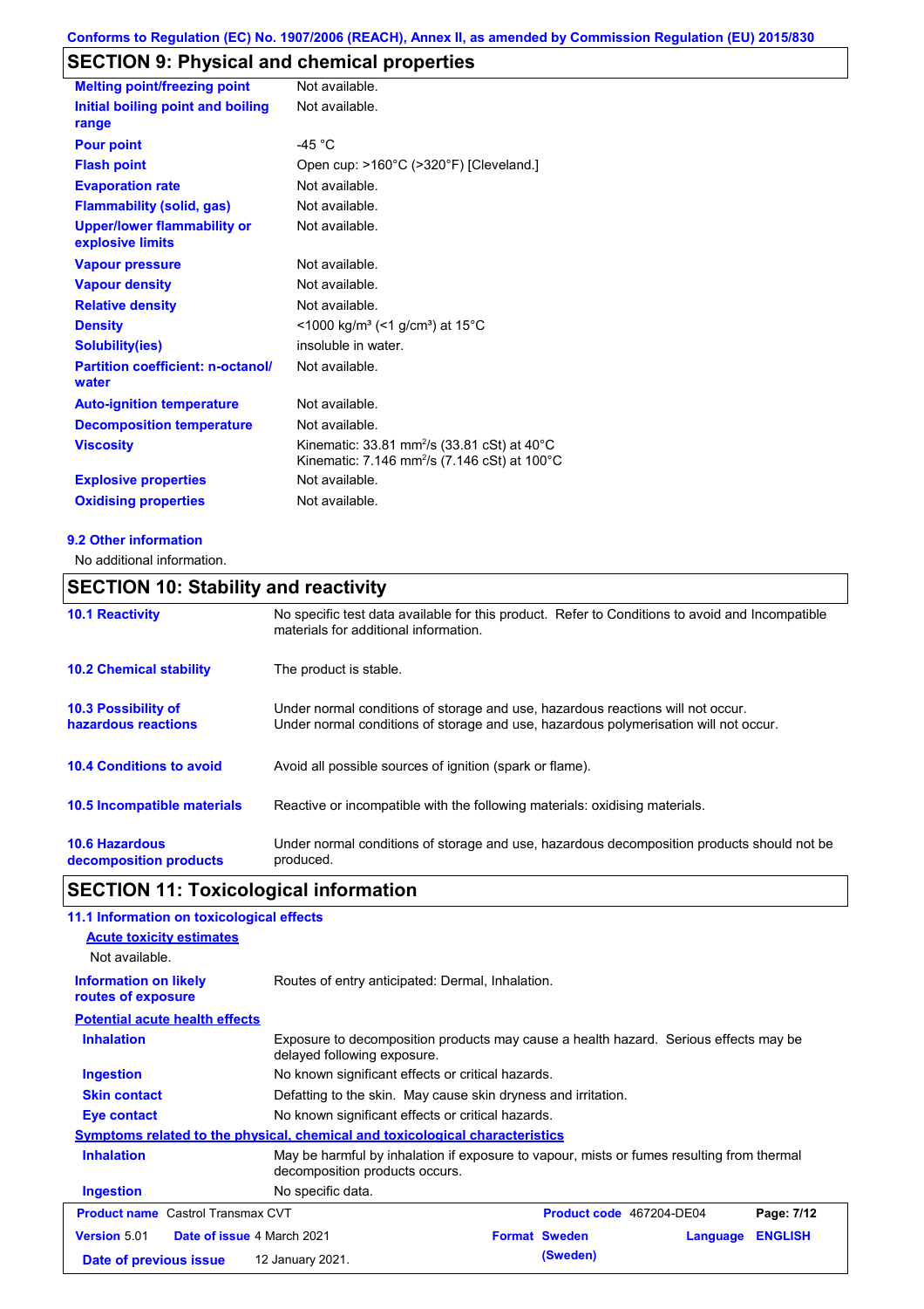Conforms to Regulation (EC) No. 1907/2006 (REACH), Annex II, as amended by Commission Regulation (EU) 2015/830

## SECTION 9: Physical and chemical properties

| | |
|---|---|
| **Melting point/freezing point** | Not available. |
| **Initial boiling point and boiling range** | Not available. |
| **Pour point** | -45 °C |
| **Flash point** | Open cup: >160°C (>320°F) [Cleveland.] |
| **Evaporation rate** | Not available. |
| **Flammability (solid, gas)** | Not available. |
| **Upper/lower flammability or explosive limits** | Not available. |
| **Vapour pressure** | Not available. |
| **Vapour density** | Not available. |
| **Relative density** | Not available. |
| **Density** | <1000 kg/m³ (<1 g/cm³) at 15°C |
| **Solubility(ies)** | insoluble in water. |
| **Partition coefficient: n-octanol/ water** | Not available. |
| **Auto-ignition temperature** | Not available. |
| **Decomposition temperature** | Not available. |
| **Viscosity** | Kinematic: 33.81 mm²/s (33.81 cSt) at 40°C<br>Kinematic: 7.146 mm²/s (7.146 cSt) at 100°C |
| **Explosive properties** | Not available. |
| **Oxidising properties** | Not available. |

**9.2 Other information**

No additional information.

## SECTION 10: Stability and reactivity

| | |
|---|---|
| **10.1 Reactivity** | No specific test data available for this product. Refer to Conditions to avoid and Incompatible materials for additional information. |
| **10.2 Chemical stability** | The product is stable. |
| **10.3 Possibility of hazardous reactions** | Under normal conditions of storage and use, hazardous reactions will not occur.<br>Under normal conditions of storage and use, hazardous polymerisation will not occur. |
| **10.4 Conditions to avoid** | Avoid all possible sources of ignition (spark or flame). |
| **10.5 Incompatible materials** | Reactive or incompatible with the following materials: oxidising materials. |
| **10.6 Hazardous decomposition products** | Under normal conditions of storage and use, hazardous decomposition products should not be produced. |

## SECTION 11: Toxicological information

**11.1 Information on toxicological effects**

**Acute toxicity estimates**

Not available.

| | |
|---|---|
| **Information on likely routes of exposure** | Routes of entry anticipated: Dermal, Inhalation. |

**Potential acute health effects**

| | |
|---|---|
| **Inhalation** | Exposure to decomposition products may cause a health hazard. Serious effects may be delayed following exposure. |
| **Ingestion** | No known significant effects or critical hazards. |
| **Skin contact** | Defatting to the skin. May cause skin dryness and irritation. |
| **Eye contact** | No known significant effects or critical hazards. |

**Symptoms related to the physical, chemical and toxicological characteristics**

| | |
|---|---|
| **Inhalation** | May be harmful by inhalation if exposure to vapour, mists or fumes resulting from thermal decomposition products occurs. |
| **Ingestion** | No specific data. |

| | | |
|---|---|---|
| **Product name** Castrol Transmax CVT | **Product code** 467204-DE04 | |
| **Version** 5.01 **Date of issue** 4 March 2021 | **Format** Sweden (Sweden) | **Language** ENGLISH |
| **Date of previous issue** 12 January 2021. | | |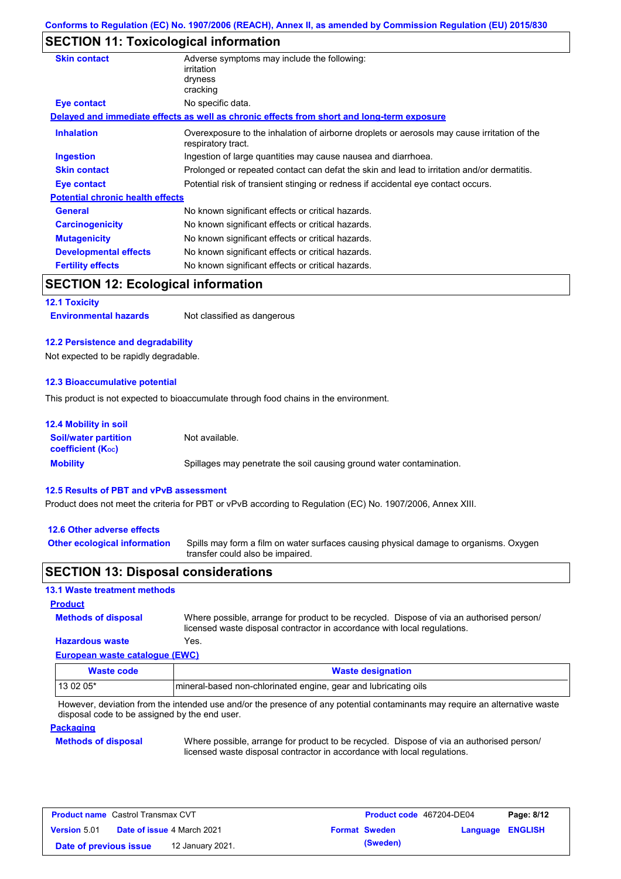## SECTION 11: Toxicological information

**Skin contact** Adverse symptoms may include the following:
irritation
dryness
cracking

**Eye contact** No specific data.

**Delayed and immediate effects as well as chronic effects from short and long-term exposure**

**Inhalation** Overexposure to the inhalation of airborne droplets or aerosols may cause irritation of the respiratory tract.

**Ingestion** Ingestion of large quantities may cause nausea and diarrhoea.

**Skin contact** Prolonged or repeated contact can defat the skin and lead to irritation and/or dermatitis.

**Eye contact** Potential risk of transient stinging or redness if accidental eye contact occurs.

**Potential chronic health effects**

**General** No known significant effects or critical hazards.

**Carcinogenicity** No known significant effects or critical hazards.

**Mutagenicity** No known significant effects or critical hazards.

**Developmental effects** No known significant effects or critical hazards.

**Fertility effects** No known significant effects or critical hazards.

## SECTION 12: Ecological information

### 12.1 Toxicity

**Environmental hazards** Not classified as dangerous

### 12.2 Persistence and degradability

Not expected to be rapidly degradable.

### 12.3 Bioaccumulative potential

This product is not expected to bioaccumulate through food chains in the environment.

### 12.4 Mobility in soil

**Soil/water partition coefficient ($K_{OC}$)** Not available.

**Mobility** Spillages may penetrate the soil causing ground water contamination.

### 12.5 Results of PBT and vPvB assessment

Product does not meet the criteria for PBT or vPvB according to Regulation (EC) No. 1907/2006, Annex XIII.

### 12.6 Other adverse effects

**Other ecological information** Spills may form a film on water surfaces causing physical damage to organisms. Oxygen transfer could also be impaired.

## SECTION 13: Disposal considerations

### 13.1 Waste treatment methods

**Product**

**Methods of disposal** Where possible, arrange for product to be recycled. Dispose of via an authorised person/ licensed waste disposal contractor in accordance with local regulations.

**Hazardous waste** Yes.

**European waste catalogue (EWC)**

| Waste code | Waste designation |
|---|---|
| 13 02 05* | mineral-based non-chlorinated engine, gear and lubricating oils |

However, deviation from the intended use and/or the presence of any potential contaminants may require an alternative waste disposal code to be assigned by the end user.

**Packaging**

**Methods of disposal** Where possible, arrange for product to be recycled. Dispose of via an authorised person/ licensed waste disposal contractor in accordance with local regulations.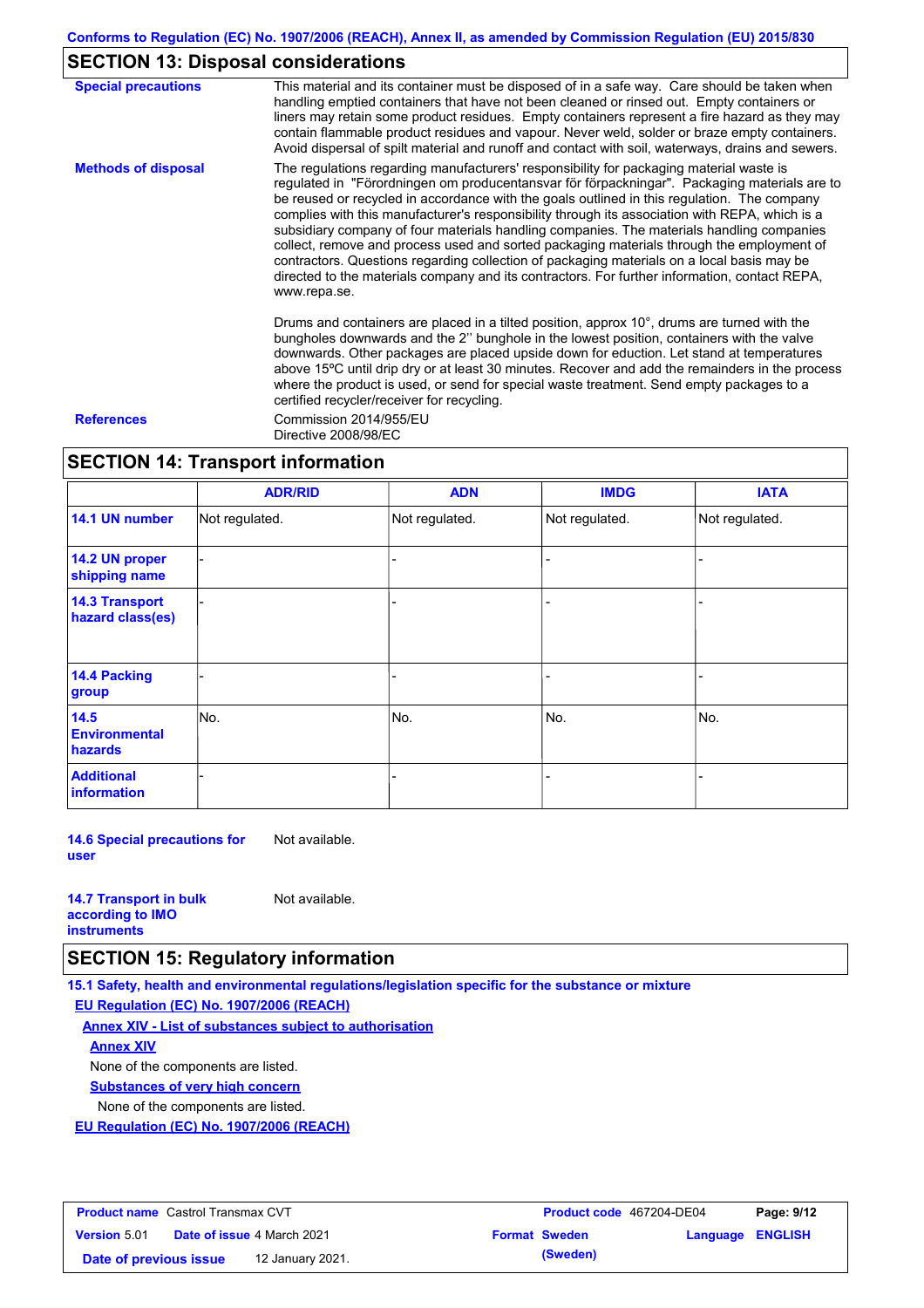## SECTION 13: Disposal considerations

**Special precautions**

This material and its container must be disposed of in a safe way. Care should be taken when handling emptied containers that have not been cleaned or rinsed out. Empty containers or liners may retain some product residues. Empty containers represent a fire hazard as they may contain flammable product residues and vapour. Never weld, solder or braze empty containers. Avoid dispersal of spilt material and runoff and contact with soil, waterways, drains and sewers.

**Methods of disposal**

The regulations regarding manufacturers' responsibility for packaging material waste is regulated in "Förordningen om producentansvar för förpackningar". Packaging materials are to be reused or recycled in accordance with the goals outlined in this regulation. The company complies with this manufacturer's responsibility through its association with REPA, which is a subsidiary company of four materials handling companies. The materials handling companies collect, remove and process used and sorted packaging materials through the employment of contractors. Questions regarding collection of packaging materials on a local basis may be directed to the materials company and its contractors. For further information, contact REPA, www.repa.se.

Drums and containers are placed in a tilted position, approx 10°, drums are turned with the bungholes downwards and the 2'' bunghole in the lowest position, containers with the valve downwards. Other packages are placed upside down for eduction. Let stand at temperatures above 15ºC until drip dry or at least 30 minutes. Recover and add the remainders in the process where the product is used, or send for special waste treatment. Send empty packages to a certified recycler/receiver for recycling.

**References**

Commission 2014/955/EU
Directive 2008/98/EC

## SECTION 14: Transport information

| | ADR/RID | ADN | IMDG | IATA |
|---|---|---|---|---|
| 14.1 UN number | Not regulated. | Not regulated. | Not regulated. | Not regulated. |
| 14.2 UN proper shipping name | - | - | - | - |
| 14.3 Transport hazard class(es) | - | - | - | - |
| 14.4 Packing group | - | - | - | - |
| 14.5 Environmental hazards | No. | No. | No. | No. |
| Additional information | - | - | - | - |

**14.6 Special precautions for user** Not available.

**14.7 Transport in bulk according to IMO instruments** Not available.

## SECTION 15: Regulatory information

**15.1 Safety, health and environmental regulations/legislation specific for the substance or mixture**

**EU Regulation (EC) No. 1907/2006 (REACH)**

**Annex XIV - List of substances subject to authorisation**

**Annex XIV**

None of the components are listed.

**Substances of very high concern**

None of the components are listed.

**EU Regulation (EC) No. 1907/2006 (REACH)**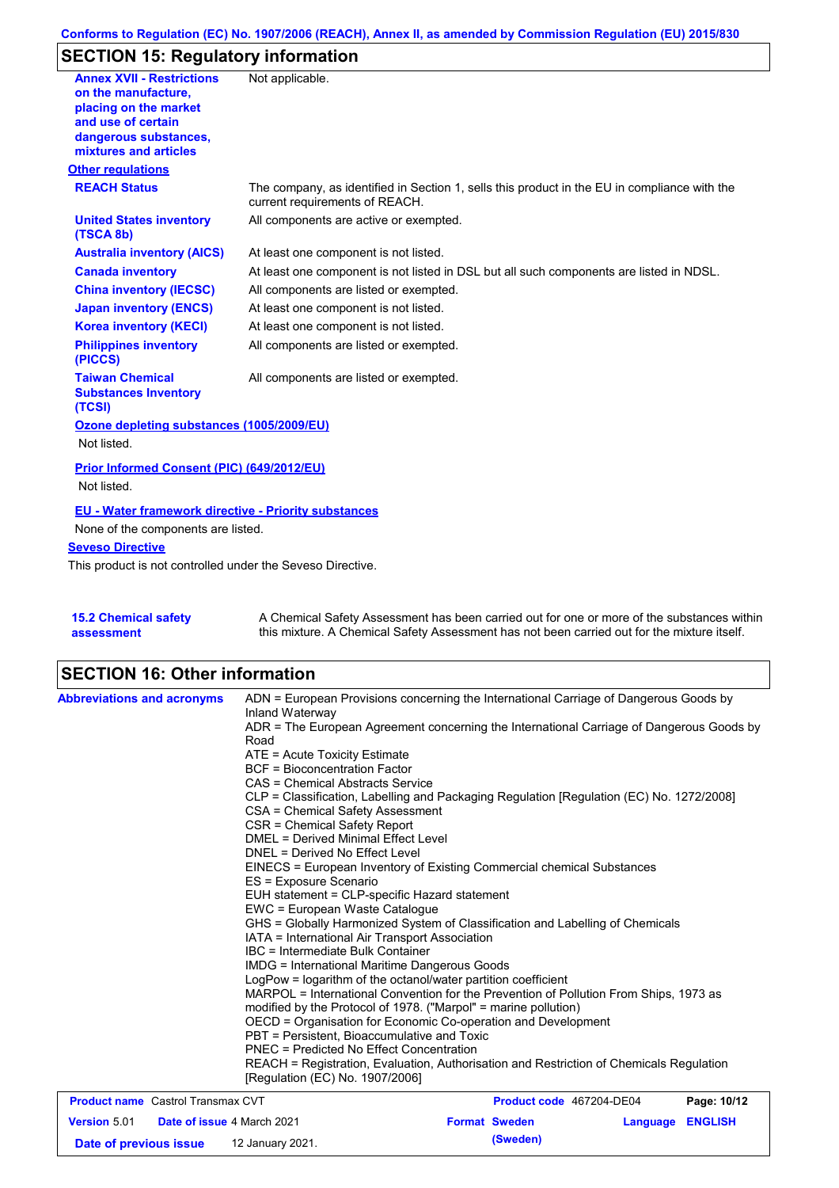## SECTION 15: Regulatory information

| | |
|---|---|
| **Annex XVII - Restrictions on the manufacture, placing on the market and use of certain dangerous substances, mixtures and articles** | Not applicable. |

**Other regulations**

| | |
|---|---|
| **REACH Status** | The company, as identified in Section 1, sells this product in the EU in compliance with the current requirements of REACH. |
| **United States inventory (TSCA 8b)** | All components are active or exempted. |
| **Australia inventory (AICS)** | At least one component is not listed. |
| **Canada inventory** | At least one component is not listed in DSL but all such components are listed in NDSL. |
| **China inventory (IECSC)** | All components are listed or exempted. |
| **Japan inventory (ENCS)** | At least one component is not listed. |
| **Korea inventory (KECI)** | At least one component is not listed. |
| **Philippines inventory (PICCS)** | All components are listed or exempted. |
| **Taiwan Chemical Substances Inventory (TCSI)** | All components are listed or exempted. |

**Ozone depleting substances (1005/2009/EU)**

Not listed.

**Prior Informed Consent (PIC) (649/2012/EU)**

Not listed.

**EU - Water framework directive - Priority substances**

None of the components are listed.

**Seveso Directive**

This product is not controlled under the Seveso Directive.

| | |
|---|---|
| **15.2 Chemical safety assessment** | A Chemical Safety Assessment has been carried out for one or more of the substances within this mixture. A Chemical Safety Assessment has not been carried out for the mixture itself. |

## SECTION 16: Other information

**Abbreviations and acronyms**

ADN = European Provisions concerning the International Carriage of Dangerous Goods by Inland Waterway
ADR = The European Agreement concerning the International Carriage of Dangerous Goods by Road
ATE = Acute Toxicity Estimate
BCF = Bioconcentration Factor
CAS = Chemical Abstracts Service
CLP = Classification, Labelling and Packaging Regulation [Regulation (EC) No. 1272/2008]
CSA = Chemical Safety Assessment
CSR = Chemical Safety Report
DMEL = Derived Minimal Effect Level
DNEL = Derived No Effect Level
EINECS = European Inventory of Existing Commercial chemical Substances
ES = Exposure Scenario
EUH statement = CLP-specific Hazard statement
EWC = European Waste Catalogue
GHS = Globally Harmonized System of Classification and Labelling of Chemicals
IATA = International Air Transport Association
IBC = Intermediate Bulk Container
IMDG = International Maritime Dangerous Goods
LogPow = logarithm of the octanol/water partition coefficient
MARPOL = International Convention for the Prevention of Pollution From Ships, 1973 as modified by the Protocol of 1978. ("Marpol" = marine pollution)
OECD = Organisation for Economic Co-operation and Development
PBT = Persistent, Bioaccumulative and Toxic
PNEC = Predicted No Effect Concentration
REACH = Registration, Evaluation, Authorisation and Restriction of Chemicals Regulation [Regulation (EC) No. 1907/2006]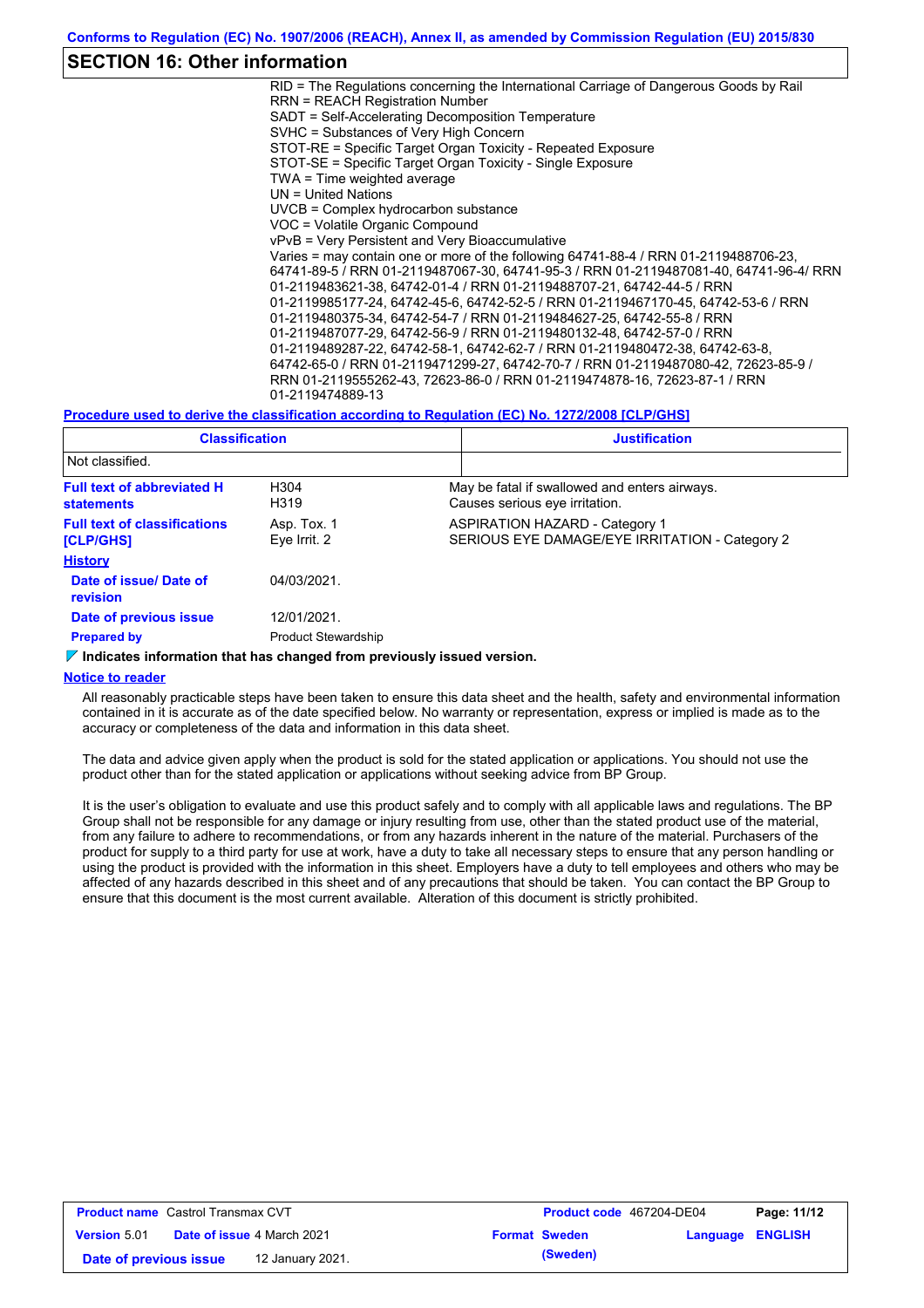## SECTION 16: Other information

RID = The Regulations concerning the International Carriage of Dangerous Goods by Rail
RRN = REACH Registration Number
SADT = Self-Accelerating Decomposition Temperature
SVHC = Substances of Very High Concern
STOT-RE = Specific Target Organ Toxicity - Repeated Exposure
STOT-SE = Specific Target Organ Toxicity - Single Exposure
TWA = Time weighted average
UN = United Nations
UVCB = Complex hydrocarbon substance
VOC = Volatile Organic Compound
vPvB = Very Persistent and Very Bioaccumulative
Varies = may contain one or more of the following 64741-88-4 / RRN 01-2119488706-23, 64741-89-5 / RRN 01-2119487067-30, 64741-95-3 / RRN 01-2119487081-40, 64741-96-4/ RRN 01-2119483621-38, 64742-01-4 / RRN 01-2119488707-21, 64742-44-5 / RRN 01-2119985177-24, 64742-45-6, 64742-52-5 / RRN 01-2119467170-45, 64742-53-6 / RRN 01-2119480375-34, 64742-54-7 / RRN 01-2119484627-25, 64742-55-8 / RRN 01-2119487077-29, 64742-56-9 / RRN 01-2119480132-48, 64742-57-0 / RRN 01-2119489287-22, 64742-58-1, 64742-62-7 / RRN 01-2119480472-38, 64742-63-8, 64742-65-0 / RRN 01-2119471299-27, 64742-70-7 / RRN 01-2119487080-42, 72623-85-9 / RRN 01-2119555262-43, 72623-86-0 / RRN 01-2119474878-16, 72623-87-1 / RRN 01-2119474889-13

**Procedure used to derive the classification according to Regulation (EC) No. 1272/2008 [CLP/GHS]**

| Classification | Justification |
|---|---|
| Not classified. | |

**Full text of abbreviated H statements**

| | |
|---|---|
| H304 | May be fatal if swallowed and enters airways. |
| H319 | Causes serious eye irritation. |

**Full text of classifications [CLP/GHS]**

| | |
|---|---|
| Asp. Tox. 1 | ASPIRATION HAZARD - Category 1 |
| Eye Irrit. 2 | SERIOUS EYE DAMAGE/EYE IRRITATION - Category 2 |

**History**

**Date of issue/ Date of revision** 04/03/2021.

**Date of previous issue** 12/01/2021.

**Prepared by** Product Stewardship

**Indicates information that has changed from previously issued version.**

**Notice to reader**

All reasonably practicable steps have been taken to ensure this data sheet and the health, safety and environmental information contained in it is accurate as of the date specified below. No warranty or representation, express or implied is made as to the accuracy or completeness of the data and information in this data sheet.

The data and advice given apply when the product is sold for the stated application or applications. You should not use the product other than for the stated application or applications without seeking advice from BP Group.

It is the user's obligation to evaluate and use this product safely and to comply with all applicable laws and regulations. The BP Group shall not be responsible for any damage or injury resulting from use, other than the stated product use of the material, from any failure to adhere to recommendations, or from any hazards inherent in the nature of the material. Purchasers of the product for supply to a third party for use at work, have a duty to take all necessary steps to ensure that any person handling or using the product is provided with the information in this sheet. Employers have a duty to tell employees and others who may be affected of any hazards described in this sheet and of any precautions that should be taken. You can contact the BP Group to ensure that this document is the most current available. Alteration of this document is strictly prohibited.